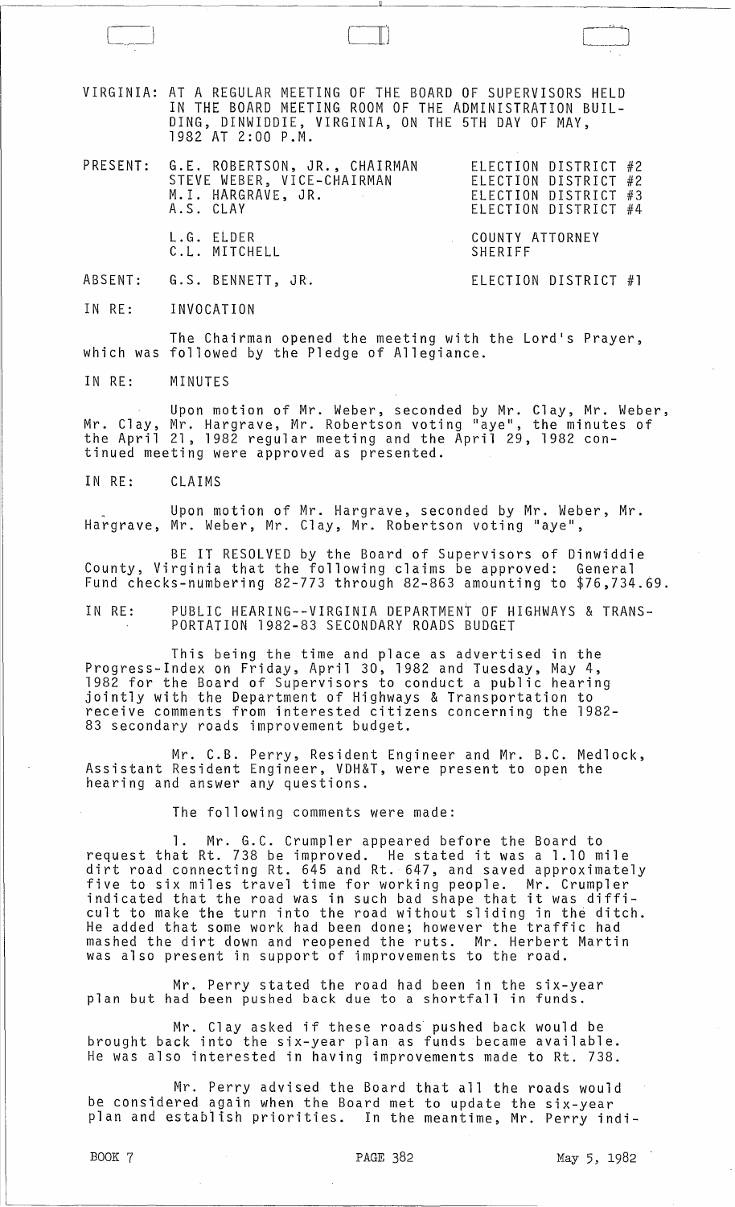VIRGINIA: AT A REGULAR MEETING OF THE BOARD OF SUPERVISORS HELD IN THE BOARD MEETING ROOM OF THE ADMINISTRATION BUILDING, DINWIDDIE, VIRGINIA, ON THE 5TH DAY OF MAY, 1982 AT 2:00 P.M.

| | | |
|---|---|---|
| PRESENT: | G.E. ROBERTSON, JR., CHAIRMAN | ELECTION DISTRICT #2 |
| | STEVE WEBER, VICE-CHAIRMAN | ELECTION DISTRICT #2 |
| | M.I. HARGRAVE, JR. | ELECTION DISTRICT #3 |
| | A.S. CLAY | ELECTION DISTRICT #4 |
| | L.G. ELDER | COUNTY ATTORNEY |
| | C.L. MITCHELL | SHERIFF |
| ABSENT: | G.S. BENNETT, JR. | ELECTION DISTRICT #1 |

IN RE: INVOCATION

The Chairman opened the meeting with the Lord's Prayer, which was followed by the Pledge of Allegiance.

IN RE: MINUTES

Upon motion of Mr. Weber, seconded by Mr. Clay, Mr. Weber, Mr. Clay, Mr. Hargrave, Mr. Robertson voting "aye", the minutes of the April 21, 1982 regular meeting and the April 29, 1982 continued meeting were approved as presented.

IN RE: CLAIMS

Upon motion of Mr. Hargrave, seconded by Mr. Weber, Mr. Hargrave, Mr. Weber, Mr. Clay, Mr. Robertson voting "aye",

BE IT RESOLVED by the Board of Supervisors of Dinwiddie County, Virginia that the following claims be approved: General Fund checks-numbering 82-773 through 82-863 amounting to $76,734.69.

IN RE: PUBLIC HEARING--VIRGINIA DEPARTMENT OF HIGHWAYS & TRANSPORTATION 1982-83 SECONDARY ROADS BUDGET

This being the time and place as advertised in the Progress-Index on Friday, April 30, 1982 and Tuesday, May 4, 1982 for the Board of Supervisors to conduct a public hearing jointly with the Department of Highways & Transportation to receive comments from interested citizens concerning the 1982-83 secondary roads improvement budget.

Mr. C.B. Perry, Resident Engineer and Mr. B.C. Medlock, Assistant Resident Engineer, VDH&T, were present to open the hearing and answer any questions.

The following comments were made:

1. Mr. G.C. Crumpler appeared before the Board to request that Rt. 738 be improved. He stated it was a 1.10 mile dirt road connecting Rt. 645 and Rt. 647, and saved approximately five to six miles travel time for working people. Mr. Crumpler indicated that the road was in such bad shape that it was difficult to make the turn into the road without sliding in the ditch. He added that some work had been done; however the traffic had mashed the dirt down and reopened the ruts. Mr. Herbert Martin was also present in support of improvements to the road.

Mr. Perry stated the road had been in the six-year plan but had been pushed back due to a shortfall in funds.

Mr. Clay asked if these roads pushed back would be brought back into the six-year plan as funds became available. He was also interested in having improvements made to Rt. 738.

Mr. Perry advised the Board that all the roads would be considered again when the Board met to update the six-year plan and establish priorities. In the meantime, Mr. Perry indi-

BOOK 7 PAGE 382 May 5, 1982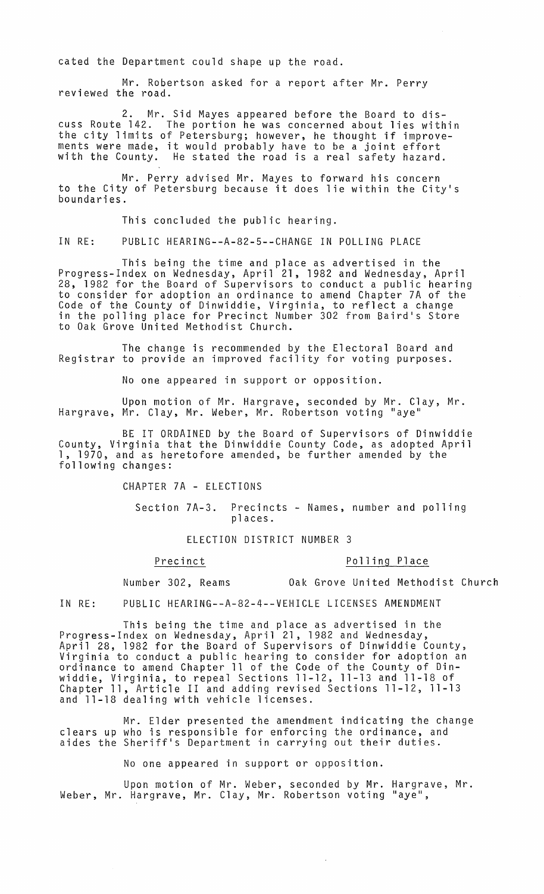cated the Department could shape up the road.

Mr. Robertson asked for a report after Mr. Perry reviewed the road.

2. Mr. Sid Mayes appeared before the Board to discuss Route 142. The portion he was concerned about lies within the city limits of Petersburg; however, he thought if improvements were made, it would probably have to be a joint effort with the County. He stated the road is a real safety hazard.

Mr. Perry advised Mr. Mayes to forward his concern to the City of Petersburg because it does lie within the City's boundaries.

This concluded the public hearing.

IN RE: PUBLIC HEARING--A-82-5--CHANGE IN POLLING PLACE

This being the time and place as advertised in the Progress-Index on Wednesday, April 21, 1982 and Wednesday, April 28, 1982 for the Board of Supervisors to conduct a public hearing to consider for adoption an ordinance to amend Chapter 7A of the Code of the County of Dinwiddie, Virginia, to reflect a change in the polling place for Precinct Number 302 from Baird's Store to Oak Grove United Methodist Church.

The change is recommended by the Electoral Board and Registrar to provide an improved facility for voting purposes.

No one appeared in support or opposition.

Upon motion of Mr. Hargrave, seconded by Mr. Clay, Mr. Hargrave, Mr. Clay, Mr. Weber, Mr. Robertson voting "aye"

BE IT ORDAINED by the Board of Supervisors of Dinwiddie County, Virginia that the Dinwiddie County Code, as adopted April 1, 1970, and as heretofore amended, be further amended by the following changes:

CHAPTER 7A - ELECTIONS

Section 7A-3. Precincts - Names, number and polling places.

ELECTION DISTRICT NUMBER 3

| Precinct | Polling Place |
|---|---|
| Number 302, Reams | Oak Grove United Methodist Church |

IN RE: PUBLIC HEARING--A-82-4--VEHICLE LICENSES AMENDMENT

This being the time and place as advertised in the Progress-Index on Wednesday, April 21, 1982 and Wednesday, April 28, 1982 for the Board of Supervisors of Dinwiddie County, Virginia to conduct a public hearing to consider for adoption an ordinance to amend Chapter 11 of the Code of the County of Dinwiddie, Virginia, to repeal Sections 11-12, 11-13 and 11-18 of Chapter 11, Article II and adding revised Sections 11-12, 11-13 and 11-18 dealing with vehicle licenses.

Mr. Elder presented the amendment indicating the change clears up who is responsible for enforcing the ordinance, and aides the Sheriff's Department in carrying out their duties.

No one appeared in support or opposition.

Upon motion of Mr. Weber, seconded by Mr. Hargrave, Mr. Weber, Mr. Hargrave, Mr. Clay, Mr. Robertson voting "aye",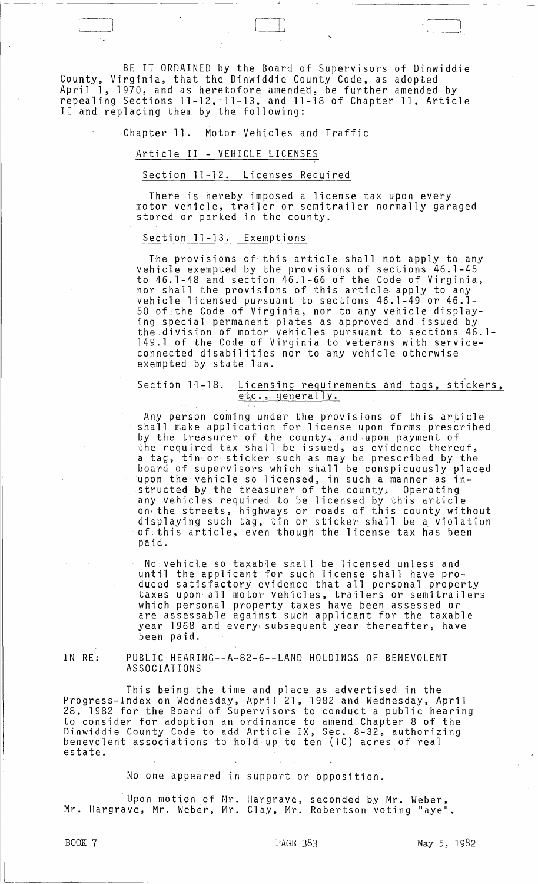BE IT ORDAINED by the Board of Supervisors of Dinwiddie County, Virginia, that the Dinwiddie County Code, as adopted April 1, 1970, and as heretofore amended, be further amended by repealing Sections 11-12, 11-13, and 11-18 of Chapter 11, Article II and replacing them by the following:

Chapter 11. Motor Vehicles and Traffic

Article II - VEHICLE LICENSES

Section 11-12. Licenses Required

There is hereby imposed a license tax upon every motor vehicle, trailer or semitrailer normally garaged stored or parked in the county.

Section 11-13. Exemptions

The provisions of this article shall not apply to any vehicle exempted by the provisions of sections 46.1-45 to 46.1-48 and section 46.1-66 of the Code of Virginia, nor shall the provisions of this article apply to any vehicle licensed pursuant to sections 46.1-49 or 46.1-50 of the Code of Virginia, nor to any vehicle displaying special permanent plates as approved and issued by the division of motor vehicles pursuant to sections 46.1-149.1 of the Code of Virginia to veterans with service-connected disabilities nor to any vehicle otherwise exempted by state law.

Section 11-18. Licensing requirements and tags, stickers, etc., generally.

Any person coming under the provisions of this article shall make application for license upon forms prescribed by the treasurer of the county, and upon payment of the required tax shall be issued, as evidence thereof, a tag, tin or sticker such as may be prescribed by the board of supervisors which shall be conspicuously placed upon the vehicle so licensed, in such a manner as instructed by the treasurer of the county. Operating any vehicles required to be licensed by this article on the streets, highways or roads of this county without displaying such tag, tin or sticker shall be a violation of this article, even though the license tax has been paid.

No vehicle so taxable shall be licensed unless and until the applicant for such license shall have produced satisfactory evidence that all personal property taxes upon all motor vehicles, trailers or semitrailers which personal property taxes have been assessed or are assessable against such applicant for the taxable year 1968 and every subsequent year thereafter, have been paid.

IN RE: PUBLIC HEARING--A-82-6--LAND HOLDINGS OF BENEVOLENT ASSOCIATIONS

This being the time and place as advertised in the Progress-Index on Wednesday, April 21, 1982 and Wednesday, April 28, 1982 for the Board of Supervisors to conduct a public hearing to consider for adoption an ordinance to amend Chapter 8 of the Dinwiddie County Code to add Article IX, Sec. 8-32, authorizing benevolent associations to hold up to ten (10) acres of real estate.

No one appeared in support or opposition.

Upon motion of Mr. Hargrave, seconded by Mr. Weber, Mr. Hargrave, Mr. Weber, Mr. Clay, Mr. Robertson voting "aye",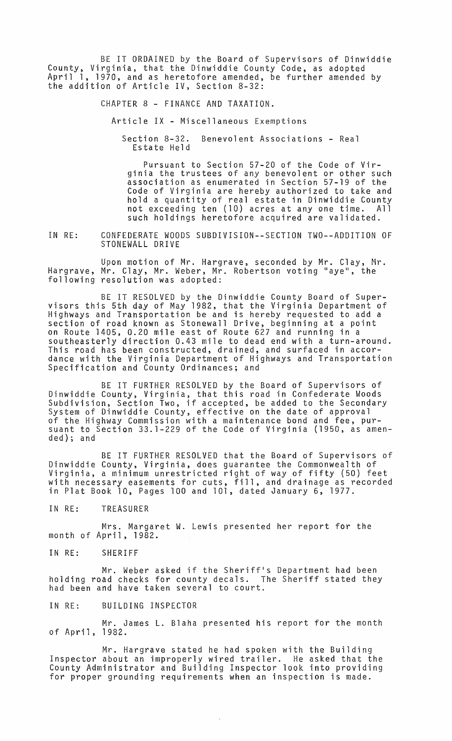BE IT ORDAINED by the Board of Supervisors of Dinwiddie County, Virginia, that the Dinwiddie County Code, as adopted April 1, 1970, and as heretofore amended, be further amended by the addition of Article IV, Section 8-32:

CHAPTER 8 - FINANCE AND TAXATION.

Article IX - Miscellaneous Exemptions

Section 8-32. Benevolent Associations - Real Estate Held

Pursuant to Section 57-20 of the Code of Virginia the trustees of any benevolent or other such association as enumerated in Section 57-19 of the Code of Virginia are hereby authorized to take and hold a quantity of real estate in Dinwiddie County not exceeding ten (10) acres at any one time. All such holdings heretofore acquired are validated.

IN RE: CONFEDERATE WOODS SUBDIVISION--SECTION TWO--ADDITION OF STONEWALL DRIVE

Upon motion of Mr. Hargrave, seconded by Mr. Clay, Mr. Hargrave, Mr. Clay, Mr. Weber, Mr. Robertson voting "aye", the following resolution was adopted:

BE IT RESOLVED by the Dinwiddie County Board of Supervisors this 5th day of May 1982, that the Virginia Department of Highways and Transportation be and is hereby requested to add a section of road known as Stonewall Drive, beginning at a point on Route 1405, 0.20 mile east of Route 627 and running in a southeasterly direction 0.43 mile to dead end with a turn-around. This road has been constructed, drained, and surfaced in accordance with the Virginia Department of Highways and Transportation Specification and County Ordinances; and

BE IT FURTHER RESOLVED by the Board of Supervisors of Dinwiddie County, Virginia, that this road in Confederate Woods Subdivision, Section Two, if accepted, be added to the Secondary System of Dinwiddie County, effective on the date of approval of the Highway Commission with a maintenance bond and fee, pursuant to Section 33.1-229 of the Code of Virginia (1950, as amended); and

BE IT FURTHER RESOLVED that the Board of Supervisors of Dinwiddie County, Virginia, does guarantee the Commonwealth of Virginia, a minimum unrestricted right of way of fifty (50) feet with necessary easements for cuts, fill, and drainage as recorded in Plat Book 10, Pages 100 and 101, dated January 6, 1977.

IN RE: TREASURER

Mrs. Margaret W. Lewis presented her report for the month of April, 1982.

IN RE: SHERIFF

Mr. Weber asked if the Sheriff's Department had been holding road checks for county decals. The Sheriff stated they had been and have taken several to court.

IN RE: BUILDING INSPECTOR

Mr. James L. Blaha presented his report for the month of April, 1982.

Mr. Hargrave stated he had spoken with the Building Inspector about an improperly wired trailer. He asked that the County Administrator and Building Inspector look into providing for proper grounding requirements when an inspection is made.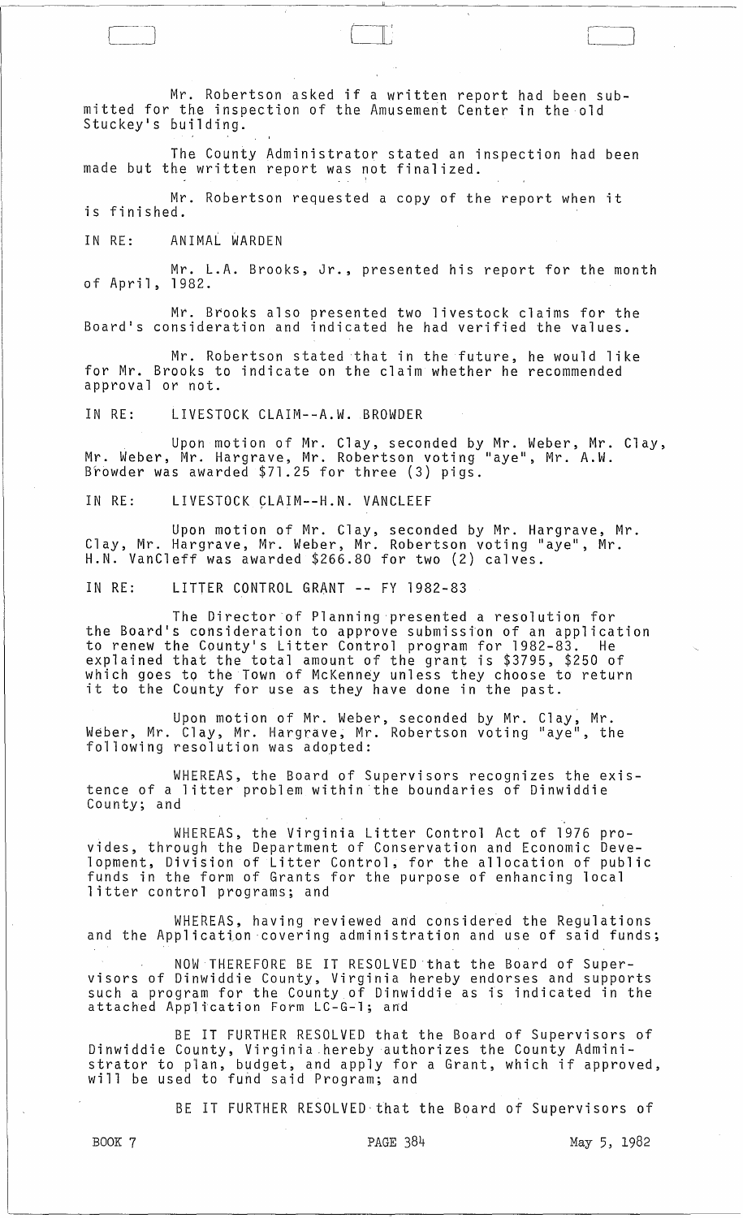Mr. Robertson asked if a written report had been submitted for the inspection of the Amusement Center in the old Stuckey's building.

The County Administrator stated an inspection had been made but the written report was not finalized.

Mr. Robertson requested a copy of the report when it is finished.

IN RE: ANIMAL WARDEN

Mr. L.A. Brooks, Jr., presented his report for the month of April, 1982.

Mr. Brooks also presented two livestock claims for the Board's consideration and indicated he had verified the values.

Mr. Robertson stated that in the future, he would like for Mr. Brooks to indicate on the claim whether he recommended approval or not.

IN RE: LIVESTOCK CLAIM--A.W. BROWDER

Upon motion of Mr. Clay, seconded by Mr. Weber, Mr. Clay, Mr. Weber, Mr. Hargrave, Mr. Robertson voting "aye", Mr. A.W. Browder was awarded $71.25 for three (3) pigs.

IN RE: LIVESTOCK CLAIM--H.N. VANCLEEF

Upon motion of Mr. Clay, seconded by Mr. Hargrave, Mr. Clay, Mr. Hargrave, Mr. Weber, Mr. Robertson voting "aye", Mr. H.N. VanCleff was awarded $266.80 for two (2) calves.

IN RE: LITTER CONTROL GRANT -- FY 1982-83

The Director of Planning presented a resolution for the Board's consideration to approve submission of an application to renew the County's Litter Control program for 1982-83. He explained that the total amount of the grant is $3795, $250 of which goes to the Town of McKenney unless they choose to return it to the County for use as they have done in the past.

Upon motion of Mr. Weber, seconded by Mr. Clay, Mr. Weber, Mr. Clay, Mr. Hargrave, Mr. Robertson voting "aye", the following resolution was adopted:

WHEREAS, the Board of Supervisors recognizes the existence of a litter problem within the boundaries of Dinwiddie County; and

WHEREAS, the Virginia Litter Control Act of 1976 provides, through the Department of Conservation and Economic Development, Division of Litter Control, for the allocation of public funds in the form of Grants for the purpose of enhancing local litter control programs; and

WHEREAS, having reviewed and considered the Regulations and the Application covering administration and use of said funds;

NOW THEREFORE BE IT RESOLVED that the Board of Supervisors of Dinwiddie County, Virginia hereby endorses and supports such a program for the County of Dinwiddie as is indicated in the attached Application Form LC-G-1; and

BE IT FURTHER RESOLVED that the Board of Supervisors of Dinwiddie County, Virginia hereby authorizes the County Administrator to plan, budget, and apply for a Grant, which if approved, will be used to fund said Program; and

BE IT FURTHER RESOLVED that the Board of Supervisors of

BOOK 7 PAGE 384 May 5, 1982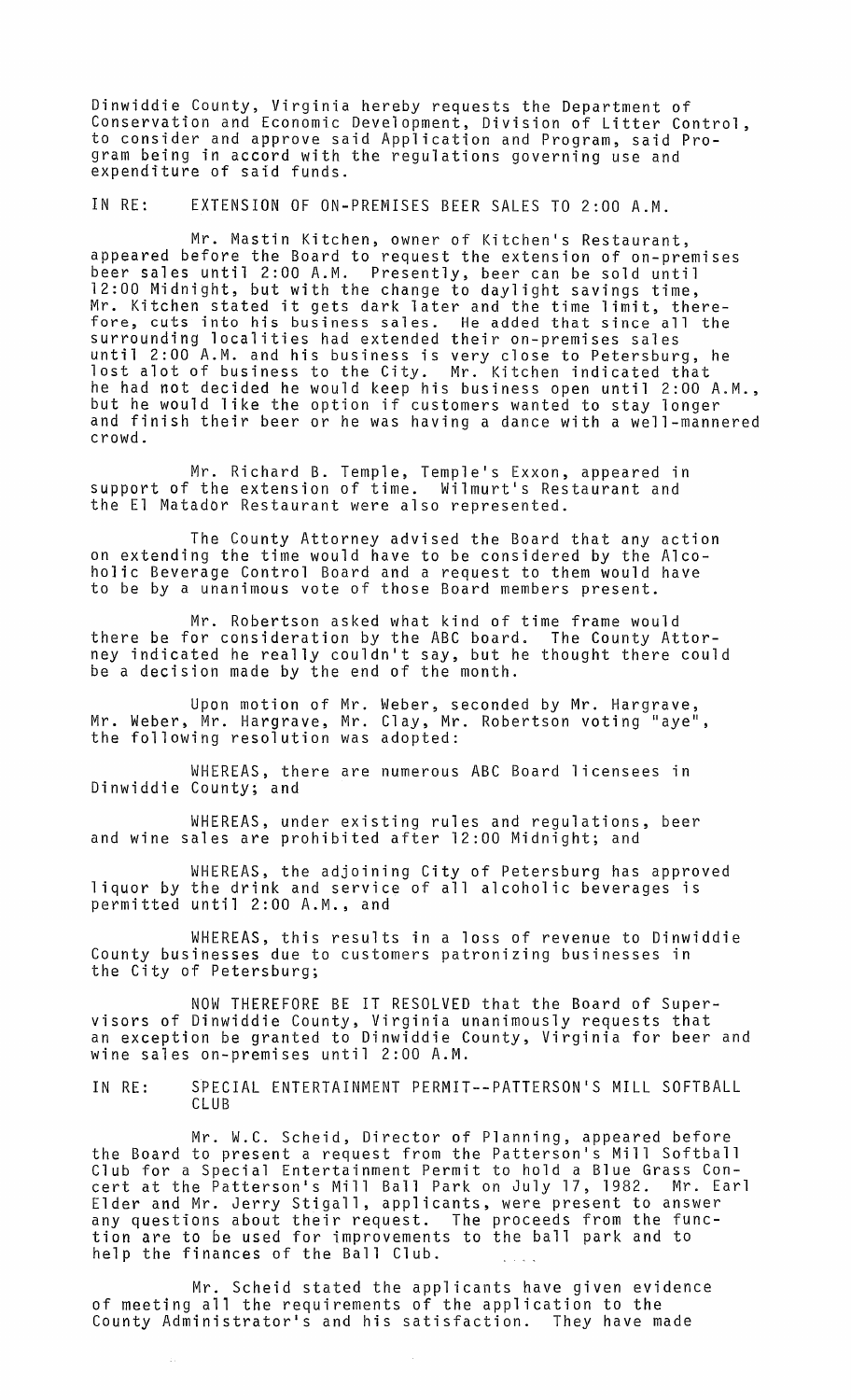Dinwiddie County, Virginia hereby requests the Department of Conservation and Economic Development, Division of Litter Control, to consider and approve said Application and Program, said Program being in accord with the regulations governing use and expenditure of said funds.

IN RE: EXTENSION OF ON-PREMISES BEER SALES TO 2:00 A.M.

Mr. Mastin Kitchen, owner of Kitchen's Restaurant, appeared before the Board to request the extension of on-premises beer sales until 2:00 A.M. Presently, beer can be sold until 12:00 Midnight, but with the change to daylight savings time, Mr. Kitchen stated it gets dark later and the time limit, therefore, cuts into his business sales. He added that since all the surrounding localities had extended their on-premises sales until 2:00 A.M. and his business is very close to Petersburg, he lost alot of business to the City. Mr. Kitchen indicated that he had not decided he would keep his business open until 2:00 A.M., but he would like the option if customers wanted to stay longer and finish their beer or he was having a dance with a well-mannered crowd.

Mr. Richard B. Temple, Temple's Exxon, appeared in support of the extension of time. Wilmurt's Restaurant and the El Matador Restaurant were also represented.

The County Attorney advised the Board that any action on extending the time would have to be considered by the Alcoholic Beverage Control Board and a request to them would have to be by a unanimous vote of those Board members present.

Mr. Robertson asked what kind of time frame would there be for consideration by the ABC board. The County Attorney indicated he really couldn't say, but he thought there could be a decision made by the end of the month.

Upon motion of Mr. Weber, seconded by Mr. Hargrave, Mr. Weber, Mr. Hargrave, Mr. Clay, Mr. Robertson voting "aye", the following resolution was adopted:

WHEREAS, there are numerous ABC Board licensees in Dinwiddie County; and

WHEREAS, under existing rules and regulations, beer and wine sales are prohibited after 12:00 Midnight; and

WHEREAS, the adjoining City of Petersburg has approved liquor by the drink and service of all alcoholic beverages is permitted until 2:00 A.M., and

WHEREAS, this results in a loss of revenue to Dinwiddie County businesses due to customers patronizing businesses in the City of Petersburg;

NOW THEREFORE BE IT RESOLVED that the Board of Supervisors of Dinwiddie County, Virginia unanimously requests that an exception be granted to Dinwiddie County, Virginia for beer and wine sales on-premises until 2:00 A.M.

IN RE: SPECIAL ENTERTAINMENT PERMIT--PATTERSON'S MILL SOFTBALL CLUB

Mr. W.C. Scheid, Director of Planning, appeared before the Board to present a request from the Patterson's Mill Softball Club for a Special Entertainment Permit to hold a Blue Grass Concert at the Patterson's Mill Ball Park on July 17, 1982. Mr. Earl Elder and Mr. Jerry Stigall, applicants, were present to answer any questions about their request. The proceeds from the function are to be used for improvements to the ball park and to help the finances of the Ball Club.

Mr. Scheid stated the applicants have given evidence of meeting all the requirements of the application to the County Administrator's and his satisfaction. They have made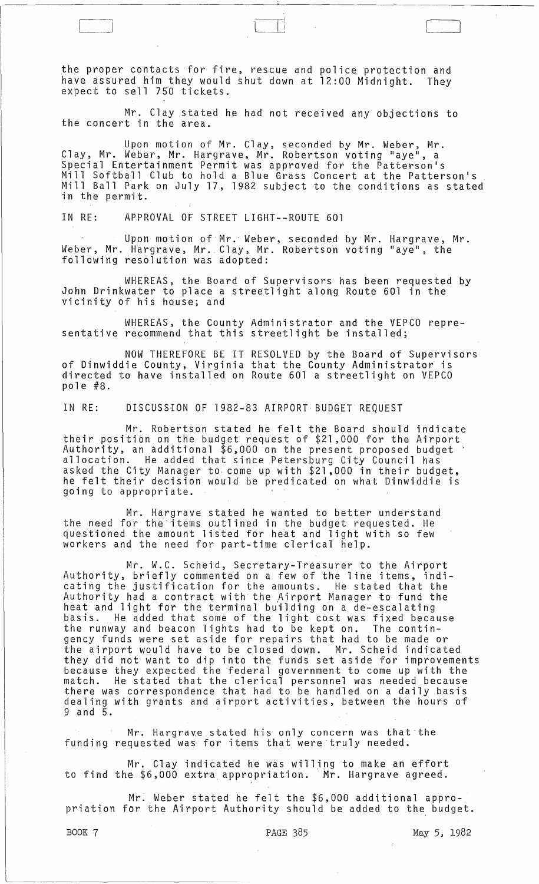the proper contacts for fire, rescue and police protection and have assured him they would shut down at 12:00 Midnight. They expect to sell 750 tickets.

Mr. Clay stated he had not received any objections to the concert in the area.

Upon motion of Mr. Clay, seconded by Mr. Weber, Mr. Clay, Mr. Weber, Mr. Hargrave, Mr. Robertson voting "aye", a Special Entertainment Permit was approved for the Patterson's Mill Softball Club to hold a Blue Grass Concert at the Patterson's Mill Ball Park on July 17, 1982 subject to the conditions as stated in the permit.

IN RE: APPROVAL OF STREET LIGHT--ROUTE 601

Upon motion of Mr. Weber, seconded by Mr. Hargrave, Mr. Weber, Mr. Hargrave, Mr. Clay, Mr. Robertson voting "aye", the following resolution was adopted:

WHEREAS, the Board of Supervisors has been requested by John Drinkwater to place a streetlight along Route 601 in the vicinity of his house; and

WHEREAS, the County Administrator and the VEPCO representative recommend that this streetlight be installed;

NOW THEREFORE BE IT RESOLVED by the Board of Supervisors of Dinwiddie County, Virginia that the County Administrator is directed to have installed on Route 601 a streetlight on VEPCO pole #8.

IN RE: DISCUSSION OF 1982-83 AIRPORT BUDGET REQUEST

Mr. Robertson stated he felt the Board should indicate their position on the budget request of $21,000 for the Airport Authority, an additional $6,000 on the present proposed budget allocation. He added that since Petersburg City Council has asked the City Manager to come up with $21,000 in their budget, he felt their decision would be predicated on what Dinwiddie is going to appropriate.

Mr. Hargrave stated he wanted to better understand the need for the items outlined in the budget requested. He questioned the amount listed for heat and light with so few workers and the need for part-time clerical help.

Mr. W.C. Scheid, Secretary-Treasurer to the Airport Authority, briefly commented on a few of the line items, indicating the justification for the amounts. He stated that the Authority had a contract with the Airport Manager to fund the heat and light for the terminal building on a de-escalating basis. He added that some of the light cost was fixed because the runway and beacon lights had to be kept on. The contingency funds were set aside for repairs that had to be made or the airport would have to be closed down. Mr. Scheid indicated they did not want to dip into the funds set aside for improvements because they expected the federal government to come up with the match. He stated that the clerical personnel was needed because there was correspondence that had to be handled on a daily basis dealing with grants and airport activities, between the hours of 9 and 5.

Mr. Hargrave stated his only concern was that the funding requested was for items that were truly needed.

Mr. Clay indicated he was willing to make an effort to find the $6,000 extra appropriation. Mr. Hargrave agreed.

Mr. Weber stated he felt the $6,000 additional appropriation for the Airport Authority should be added to the budget.

BOOK 7 PAGE 385 May 5, 1982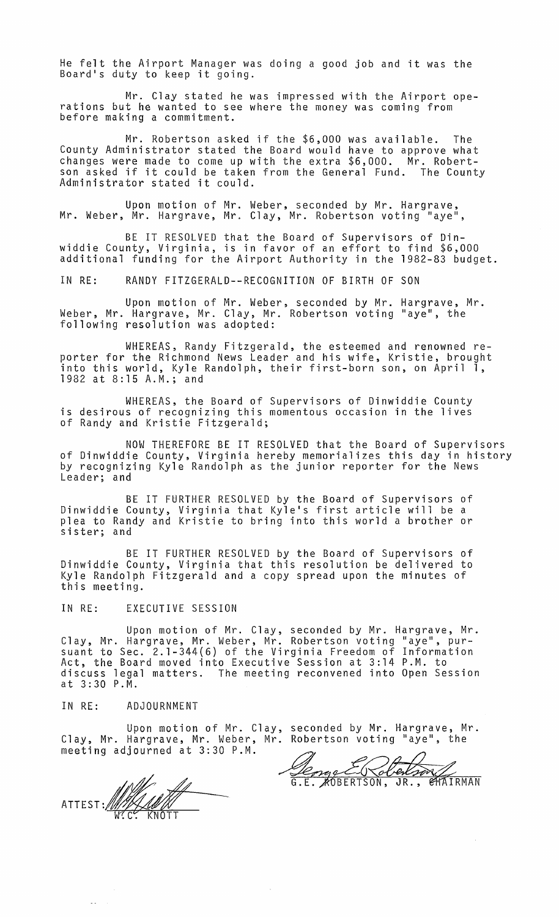He felt the Airport Manager was doing a good job and it was the Board's duty to keep it going.

Mr. Clay stated he was impressed with the Airport operations but he wanted to see where the money was coming from before making a commitment.

Mr. Robertson asked if the $6,000 was available. The County Administrator stated the Board would have to approve what changes were made to come up with the extra $6,000. Mr. Robertson asked if it could be taken from the General Fund. The County Administrator stated it could.

Upon motion of Mr. Weber, seconded by Mr. Hargrave, Mr. Weber, Mr. Hargrave, Mr. Clay, Mr. Robertson voting "aye",

BE IT RESOLVED that the Board of Supervisors of Dinwiddie County, Virginia, is in favor of an effort to find $6,000 additional funding for the Airport Authority in the 1982-83 budget.

IN RE: RANDY FITZGERALD--RECOGNITION OF BIRTH OF SON

Upon motion of Mr. Weber, seconded by Mr. Hargrave, Mr. Weber, Mr. Hargrave, Mr. Clay, Mr. Robertson voting "aye", the following resolution was adopted:

WHEREAS, Randy Fitzgerald, the esteemed and renowned reporter for the Richmond News Leader and his wife, Kristie, brought into this world, Kyle Randolph, their first-born son, on April 1, 1982 at 8:15 A.M.; and

WHEREAS, the Board of Supervisors of Dinwiddie County is desirous of recognizing this momentous occasion in the lives of Randy and Kristie Fitzgerald;

NOW THEREFORE BE IT RESOLVED that the Board of Supervisors of Dinwiddie County, Virginia hereby memorializes this day in history by recognizing Kyle Randolph as the junior reporter for the News Leader; and

BE IT FURTHER RESOLVED by the Board of Supervisors of Dinwiddie County, Virginia that Kyle's first article will be a plea to Randy and Kristie to bring into this world a brother or sister; and

BE IT FURTHER RESOLVED by the Board of Supervisors of Dinwiddie County, Virginia that this resolution be delivered to Kyle Randolph Fitzgerald and a copy spread upon the minutes of this meeting.

IN RE: EXECUTIVE SESSION

Upon motion of Mr. Clay, seconded by Mr. Hargrave, Mr. Clay, Mr. Hargrave, Mr. Weber, Mr. Robertson voting "aye", pursuant to Sec. 2.1-344(6) of the Virginia Freedom of Information Act, the Board moved into Executive Session at 3:14 P.M. to discuss legal matters. The meeting reconvened into Open Session at 3:30 P.M.

IN RE: ADJOURNMENT

Upon motion of Mr. Clay, seconded by Mr. Hargrave, Mr. Clay, Mr. Hargrave, Mr. Weber, Mr. Robertson voting "aye", the meeting adjourned at 3:30 P.M.

G.E. ROBERTSON, JR., CHAIRMAN

ATTEST: W. C. KNOTT